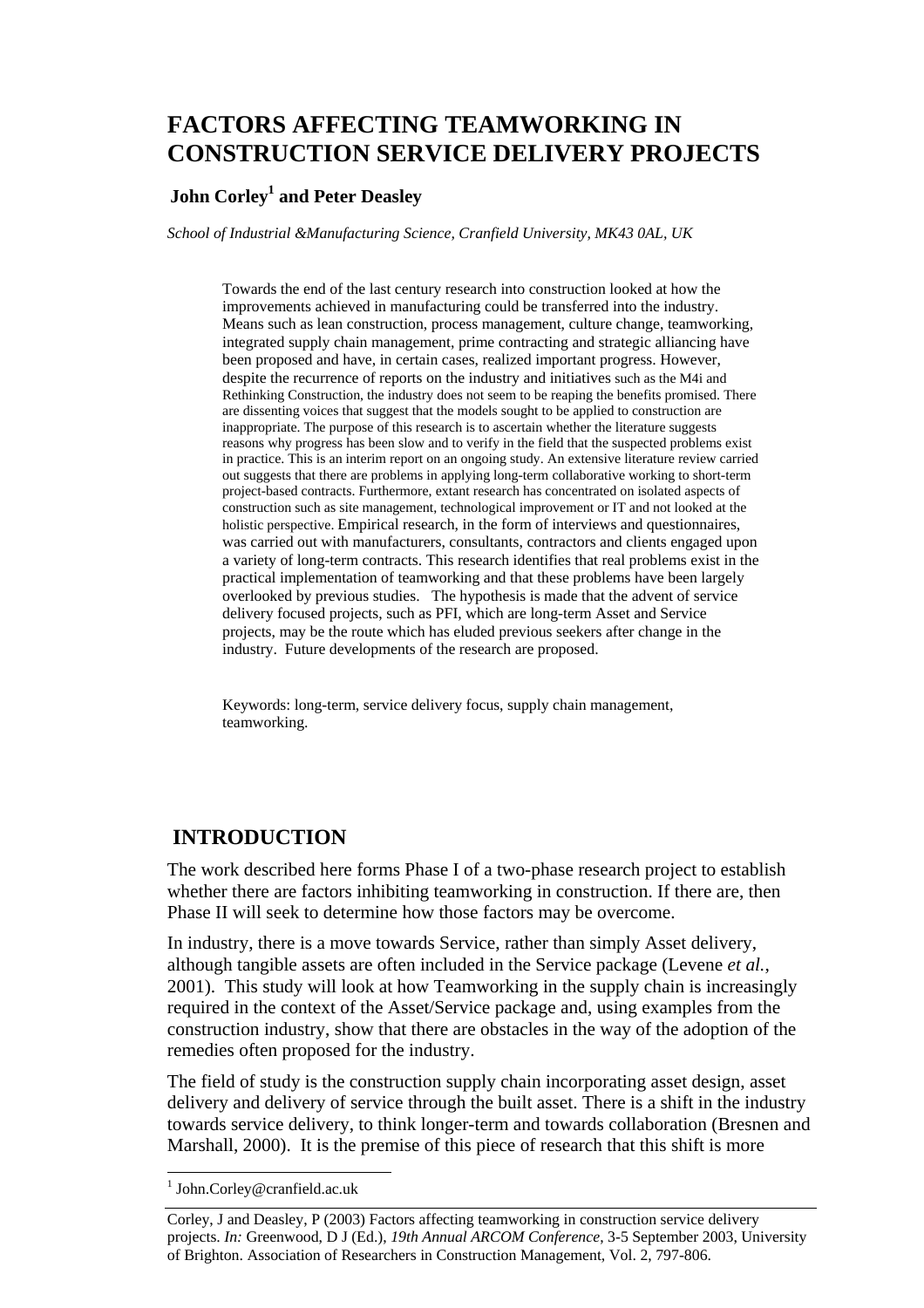# FACTORS AFFECTING TEAMWORKING IN CONSTRUCTION SERVICE DELIVERY PROJECTS

**John Corley[1] and Peter Deasley**

*School of Industrial &Manufacturing Science, Cranfield University, MK43 0AL, UK*

Towards the end of the last century research into construction looked at how the improvements achieved in manufacturing could be transferred into the industry. Means such as lean construction, process management, culture change, teamworking, integrated supply chain management, prime contracting and strategic alliancing have been proposed and have, in certain cases, realized important progress. However, despite the recurrence of reports on the industry and initiatives such as the M4i and Rethinking Construction, the industry does not seem to be reaping the benefits promised. There are dissenting voices that suggest that the models sought to be applied to construction are inappropriate. The purpose of this research is to ascertain whether the literature suggests reasons why progress has been slow and to verify in the field that the suspected problems exist in practice. This is an interim report on an ongoing study. An extensive literature review carried out suggests that there are problems in applying long-term collaborative working to short-term project-based contracts. Furthermore, extant research has concentrated on isolated aspects of construction such as site management, technological improvement or IT and not looked at the holistic perspective. Empirical research, in the form of interviews and questionnaires, was carried out with manufacturers, consultants, contractors and clients engaged upon a variety of long-term contracts. This research identifies that real problems exist in the practical implementation of teamworking and that these problems have been largely overlooked by previous studies. The hypothesis is made that the advent of service delivery focused projects, such as PFI, which are long-term Asset and Service projects, may be the route which has eluded previous seekers after change in the industry. Future developments of the research are proposed.

Keywords: long-term, service delivery focus, supply chain management, teamworking.

## INTRODUCTION

The work described here forms Phase I of a two-phase research project to establish whether there are factors inhibiting teamworking in construction. If there are, then Phase II will seek to determine how those factors may be overcome.

In industry, there is a move towards Service, rather than simply Asset delivery, although tangible assets are often included in the Service package (Levene *et al.*, 2001). This study will look at how Teamworking in the supply chain is increasingly required in the context of the Asset/Service package and, using examples from the construction industry, show that there are obstacles in the way of the adoption of the remedies often proposed for the industry.

The field of study is the construction supply chain incorporating asset design, asset delivery and delivery of service through the built asset. There is a shift in the industry towards service delivery, to think longer-term and towards collaboration (Bresnen and Marshall, 2000). It is the premise of this piece of research that this shift is more

[1] John.Corley@cranfield.ac.uk

Corley, J and Deasley, P (2003) Factors affecting teamworking in construction service delivery projects. *In:* Greenwood, D J (Ed.), *19th Annual ARCOM Conference*, 3-5 September 2003, University of Brighton. Association of Researchers in Construction Management, Vol. 2, 797-806.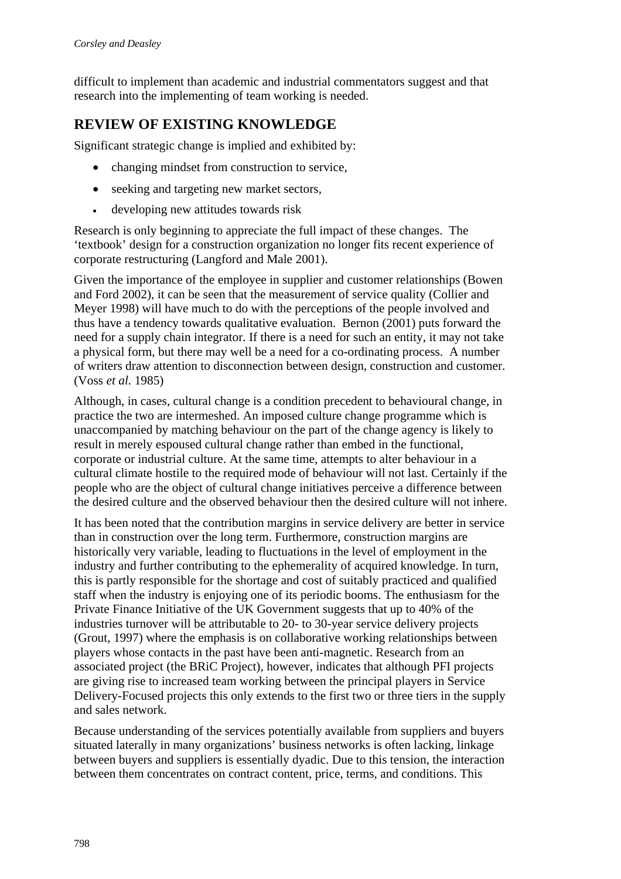difficult to implement than academic and industrial commentators suggest and that research into the implementing of team working is needed.

## REVIEW OF EXISTING KNOWLEDGE

Significant strategic change is implied and exhibited by:

- changing mindset from construction to service,
- seeking and targeting new market sectors,
- developing new attitudes towards risk

Research is only beginning to appreciate the full impact of these changes. The 'textbook' design for a construction organization no longer fits recent experience of corporate restructuring (Langford and Male 2001).

Given the importance of the employee in supplier and customer relationships (Bowen and Ford 2002), it can be seen that the measurement of service quality (Collier and Meyer 1998) will have much to do with the perceptions of the people involved and thus have a tendency towards qualitative evaluation. Bernon (2001) puts forward the need for a supply chain integrator. If there is a need for such an entity, it may not take a physical form, but there may well be a need for a co-ordinating process. A number of writers draw attention to disconnection between design, construction and customer. (Voss *et al.* 1985)

Although, in cases, cultural change is a condition precedent to behavioural change, in practice the two are intermeshed. An imposed culture change programme which is unaccompanied by matching behaviour on the part of the change agency is likely to result in merely espoused cultural change rather than embed in the functional, corporate or industrial culture. At the same time, attempts to alter behaviour in a cultural climate hostile to the required mode of behaviour will not last. Certainly if the people who are the object of cultural change initiatives perceive a difference between the desired culture and the observed behaviour then the desired culture will not inhere.

It has been noted that the contribution margins in service delivery are better in service than in construction over the long term. Furthermore, construction margins are historically very variable, leading to fluctuations in the level of employment in the industry and further contributing to the ephemerality of acquired knowledge. In turn, this is partly responsible for the shortage and cost of suitably practiced and qualified staff when the industry is enjoying one of its periodic booms. The enthusiasm for the Private Finance Initiative of the UK Government suggests that up to 40% of the industries turnover will be attributable to 20- to 30-year service delivery projects (Grout, 1997) where the emphasis is on collaborative working relationships between players whose contacts in the past have been anti-magnetic. Research from an associated project (the BRiC Project), however, indicates that although PFI projects are giving rise to increased team working between the principal players in Service Delivery-Focused projects this only extends to the first two or three tiers in the supply and sales network.

Because understanding of the services potentially available from suppliers and buyers situated laterally in many organizations' business networks is often lacking, linkage between buyers and suppliers is essentially dyadic. Due to this tension, the interaction between them concentrates on contract content, price, terms, and conditions. This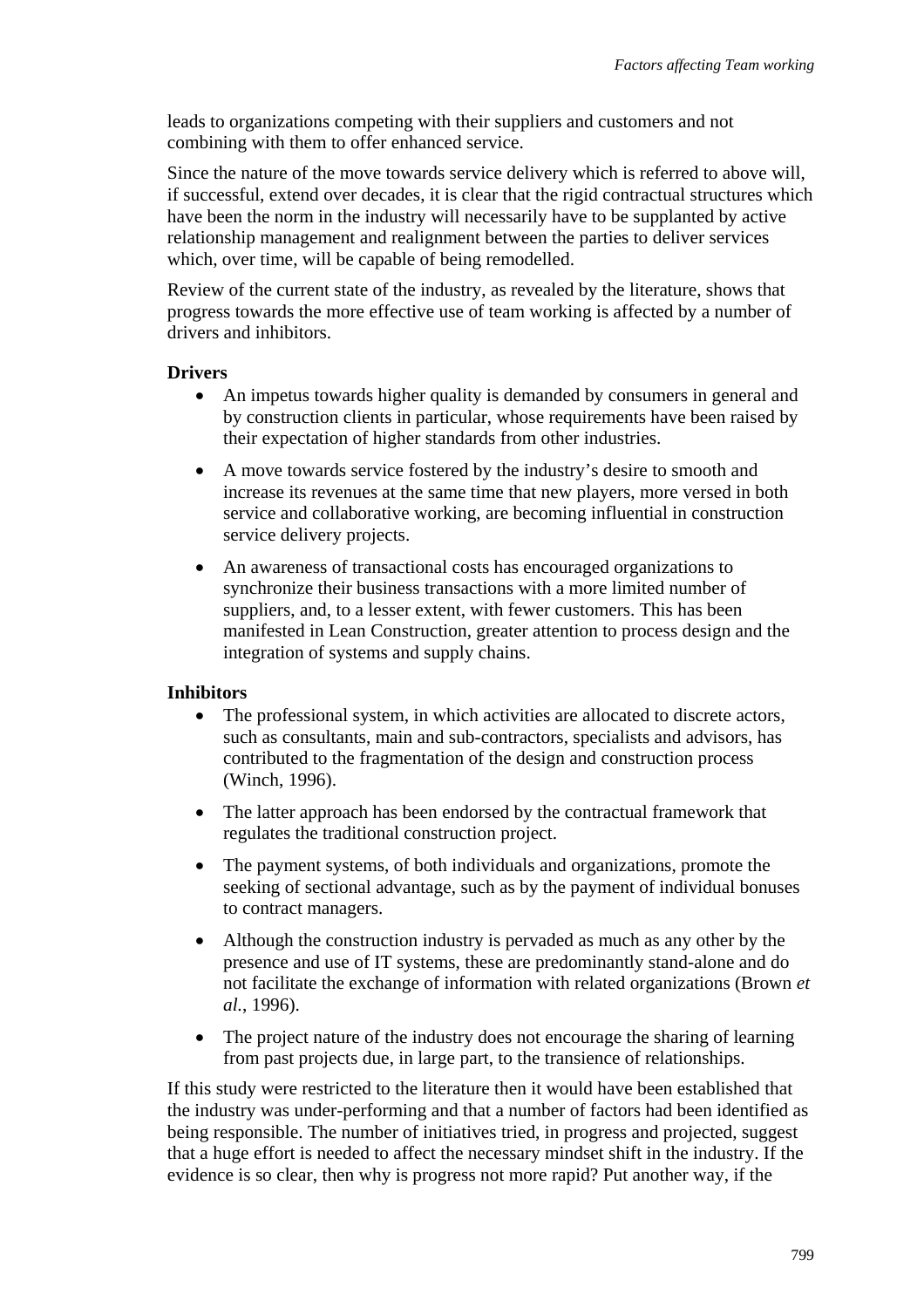leads to organizations competing with their suppliers and customers and not combining with them to offer enhanced service.

Since the nature of the move towards service delivery which is referred to above will, if successful, extend over decades, it is clear that the rigid contractual structures which have been the norm in the industry will necessarily have to be supplanted by active relationship management and realignment between the parties to deliver services which, over time, will be capable of being remodelled.

Review of the current state of the industry, as revealed by the literature, shows that progress towards the more effective use of team working is affected by a number of drivers and inhibitors.

**Drivers**

- An impetus towards higher quality is demanded by consumers in general and by construction clients in particular, whose requirements have been raised by their expectation of higher standards from other industries.
- A move towards service fostered by the industry's desire to smooth and increase its revenues at the same time that new players, more versed in both service and collaborative working, are becoming influential in construction service delivery projects.
- An awareness of transactional costs has encouraged organizations to synchronize their business transactions with a more limited number of suppliers, and, to a lesser extent, with fewer customers. This has been manifested in Lean Construction, greater attention to process design and the integration of systems and supply chains.

**Inhibitors**

- The professional system, in which activities are allocated to discrete actors, such as consultants, main and sub-contractors, specialists and advisors, has contributed to the fragmentation of the design and construction process (Winch, 1996).
- The latter approach has been endorsed by the contractual framework that regulates the traditional construction project.
- The payment systems, of both individuals and organizations, promote the seeking of sectional advantage, such as by the payment of individual bonuses to contract managers.
- Although the construction industry is pervaded as much as any other by the presence and use of IT systems, these are predominantly stand-alone and do not facilitate the exchange of information with related organizations (Brown *et al.*, 1996).
- The project nature of the industry does not encourage the sharing of learning from past projects due, in large part, to the transience of relationships.

If this study were restricted to the literature then it would have been established that the industry was under-performing and that a number of factors had been identified as being responsible. The number of initiatives tried, in progress and projected, suggest that a huge effort is needed to affect the necessary mindset shift in the industry. If the evidence is so clear, then why is progress not more rapid? Put another way, if the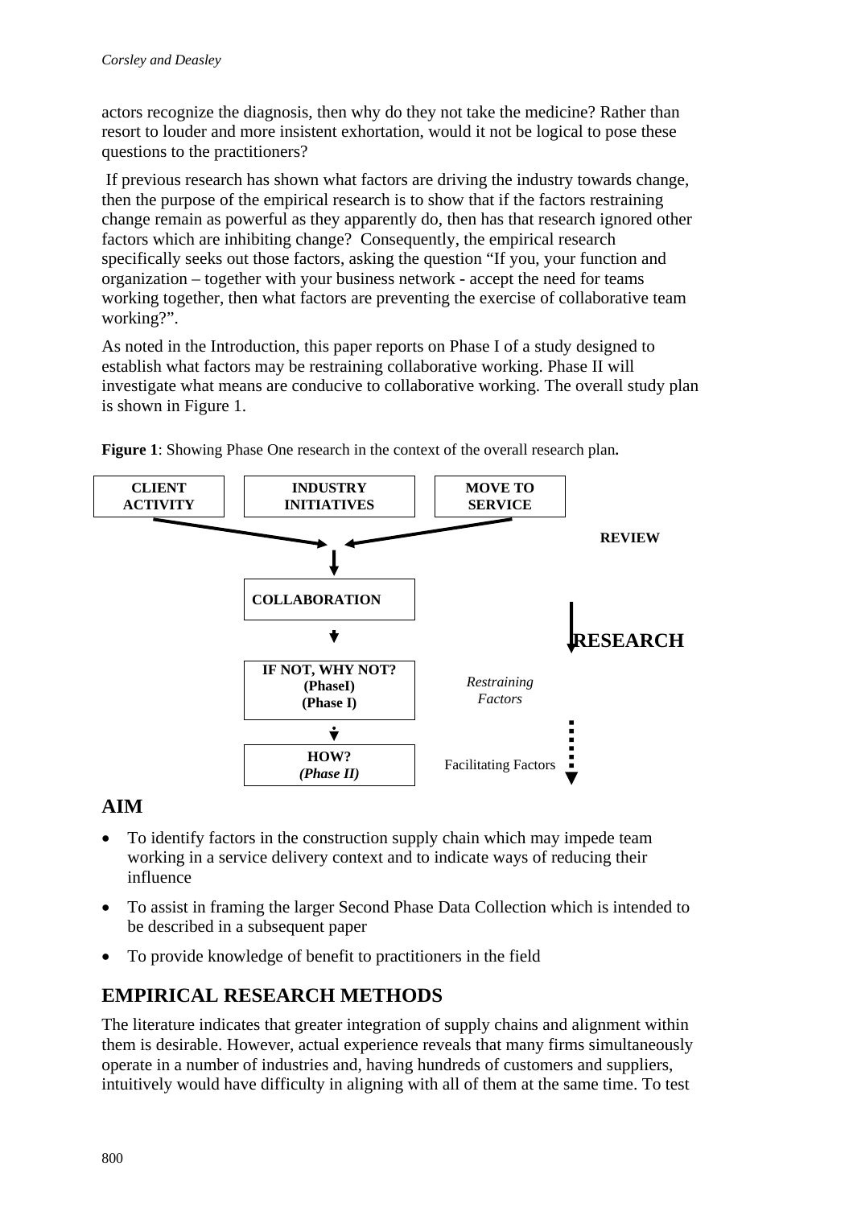actors recognize the diagnosis, then why do they not take the medicine? Rather than resort to louder and more insistent exhortation, would it not be logical to pose these questions to the practitioners?

If previous research has shown what factors are driving the industry towards change, then the purpose of the empirical research is to show that if the factors restraining change remain as powerful as they apparently do, then has that research ignored other factors which are inhibiting change? Consequently, the empirical research specifically seeks out those factors, asking the question "If you, your function and organization – together with your business network - accept the need for teams working together, then what factors are preventing the exercise of collaborative team working?".

As noted in the Introduction, this paper reports on Phase I of a study designed to establish what factors may be restraining collaborative working. Phase II will investigate what means are conducive to collaborative working. The overall study plan is shown in Figure 1.

**Figure 1**: Showing Phase One research in the context of the overall research plan**.**

CLIENT ACTIVITY | INDUSTRY INITIATIVES | MOVE TO SERVICE

REVIEW

COLLABORATION

RESEARCH

IF NOT, WHY NOT? (PhaseI) (Phase I)

*Restraining Factors*

HOW? *(Phase II)*

Facilitating Factors

## AIM

- To identify factors in the construction supply chain which may impede team working in a service delivery context and to indicate ways of reducing their influence
- To assist in framing the larger Second Phase Data Collection which is intended to be described in a subsequent paper
- To provide knowledge of benefit to practitioners in the field

## EMPIRICAL RESEARCH METHODS

The literature indicates that greater integration of supply chains and alignment within them is desirable. However, actual experience reveals that many firms simultaneously operate in a number of industries and, having hundreds of customers and suppliers, intuitively would have difficulty in aligning with all of them at the same time. To test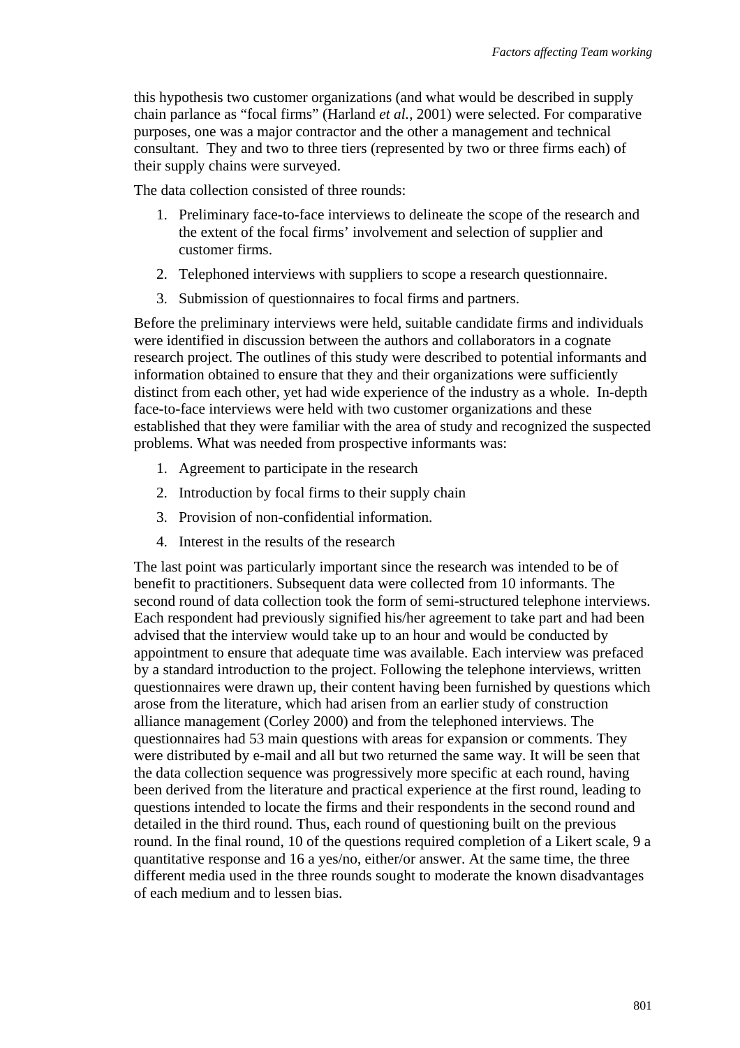this hypothesis two customer organizations (and what would be described in supply chain parlance as "focal firms" (Harland *et al.*, 2001) were selected. For comparative purposes, one was a major contractor and the other a management and technical consultant. They and two to three tiers (represented by two or three firms each) of their supply chains were surveyed.

The data collection consisted of three rounds:

1. Preliminary face-to-face interviews to delineate the scope of the research and the extent of the focal firms' involvement and selection of supplier and customer firms.
2. Telephoned interviews with suppliers to scope a research questionnaire.
3. Submission of questionnaires to focal firms and partners.

Before the preliminary interviews were held, suitable candidate firms and individuals were identified in discussion between the authors and collaborators in a cognate research project. The outlines of this study were described to potential informants and information obtained to ensure that they and their organizations were sufficiently distinct from each other, yet had wide experience of the industry as a whole. In-depth face-to-face interviews were held with two customer organizations and these established that they were familiar with the area of study and recognized the suspected problems. What was needed from prospective informants was:

1. Agreement to participate in the research
2. Introduction by focal firms to their supply chain
3. Provision of non-confidential information.
4. Interest in the results of the research

The last point was particularly important since the research was intended to be of benefit to practitioners. Subsequent data were collected from 10 informants. The second round of data collection took the form of semi-structured telephone interviews. Each respondent had previously signified his/her agreement to take part and had been advised that the interview would take up to an hour and would be conducted by appointment to ensure that adequate time was available. Each interview was prefaced by a standard introduction to the project. Following the telephone interviews, written questionnaires were drawn up, their content having been furnished by questions which arose from the literature, which had arisen from an earlier study of construction alliance management (Corley 2000) and from the telephoned interviews. The questionnaires had 53 main questions with areas for expansion or comments. They were distributed by e-mail and all but two returned the same way. It will be seen that the data collection sequence was progressively more specific at each round, having been derived from the literature and practical experience at the first round, leading to questions intended to locate the firms and their respondents in the second round and detailed in the third round. Thus, each round of questioning built on the previous round. In the final round, 10 of the questions required completion of a Likert scale, 9 a quantitative response and 16 a yes/no, either/or answer. At the same time, the three different media used in the three rounds sought to moderate the known disadvantages of each medium and to lessen bias.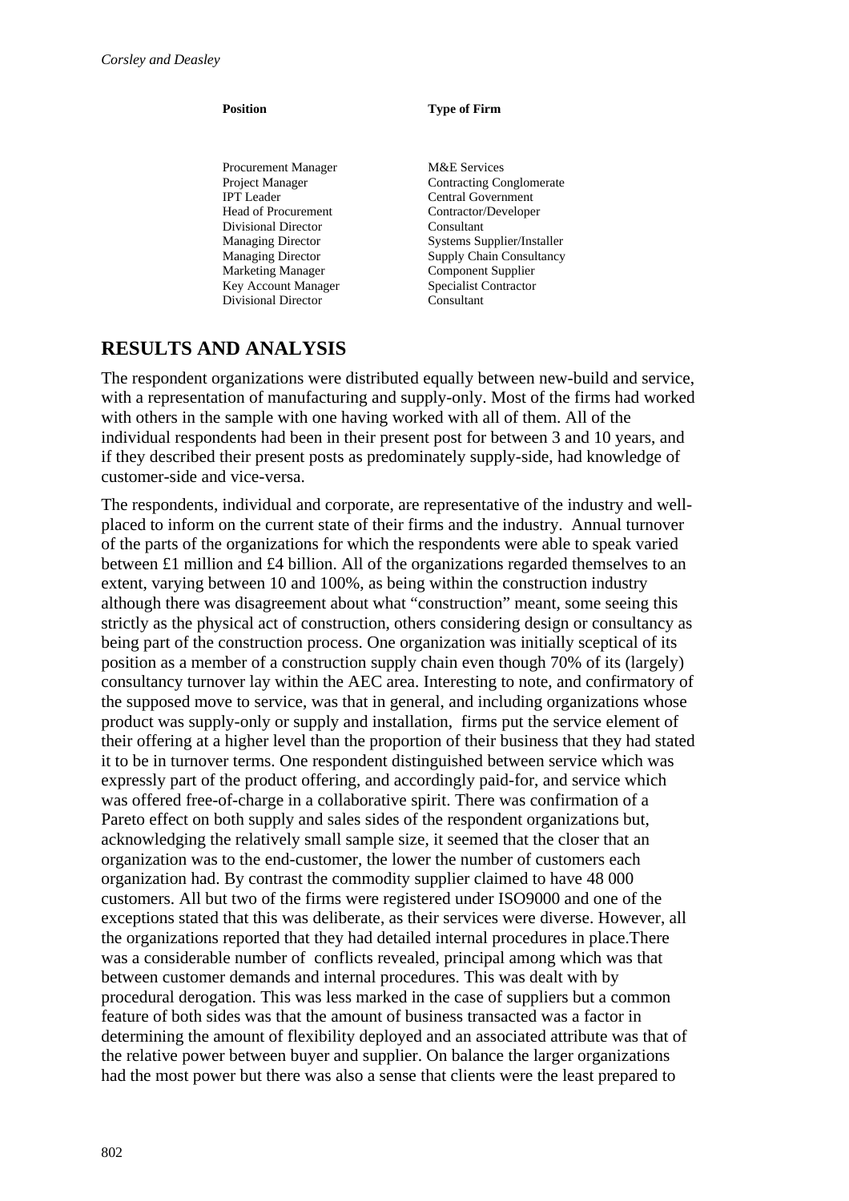| Position | Type of Firm |
|---|---|
| Procurement Manager | M&E Services |
| Project Manager | Contracting Conglomerate |
| IPT Leader | Central Government |
| Head of Procurement | Contractor/Developer |
| Divisional Director | Consultant |
| Managing Director | Systems Supplier/Installer |
| Managing Director | Supply Chain Consultancy |
| Marketing Manager | Component Supplier |
| Key Account Manager | Specialist Contractor |
| Divisional Director | Consultant |

## RESULTS AND ANALYSIS

The respondent organizations were distributed equally between new-build and service, with a representation of manufacturing and supply-only. Most of the firms had worked with others in the sample with one having worked with all of them. All of the individual respondents had been in their present post for between 3 and 10 years, and if they described their present posts as predominately supply-side, had knowledge of customer-side and vice-versa.

The respondents, individual and corporate, are representative of the industry and well-placed to inform on the current state of their firms and the industry. Annual turnover of the parts of the organizations for which the respondents were able to speak varied between £1 million and £4 billion. All of the organizations regarded themselves to an extent, varying between 10 and 100%, as being within the construction industry although there was disagreement about what "construction" meant, some seeing this strictly as the physical act of construction, others considering design or consultancy as being part of the construction process. One organization was initially sceptical of its position as a member of a construction supply chain even though 70% of its (largely) consultancy turnover lay within the AEC area. Interesting to note, and confirmatory of the supposed move to service, was that in general, and including organizations whose product was supply-only or supply and installation, firms put the service element of their offering at a higher level than the proportion of their business that they had stated it to be in turnover terms. One respondent distinguished between service which was expressly part of the product offering, and accordingly paid-for, and service which was offered free-of-charge in a collaborative spirit. There was confirmation of a Pareto effect on both supply and sales sides of the respondent organizations but, acknowledging the relatively small sample size, it seemed that the closer that an organization was to the end-customer, the lower the number of customers each organization had. By contrast the commodity supplier claimed to have 48 000 customers. All but two of the firms were registered under ISO9000 and one of the exceptions stated that this was deliberate, as their services were diverse. However, all the organizations reported that they had detailed internal procedures in place.There was a considerable number of conflicts revealed, principal among which was that between customer demands and internal procedures. This was dealt with by procedural derogation. This was less marked in the case of suppliers but a common feature of both sides was that the amount of business transacted was a factor in determining the amount of flexibility deployed and an associated attribute was that of the relative power between buyer and supplier. On balance the larger organizations had the most power but there was also a sense that clients were the least prepared to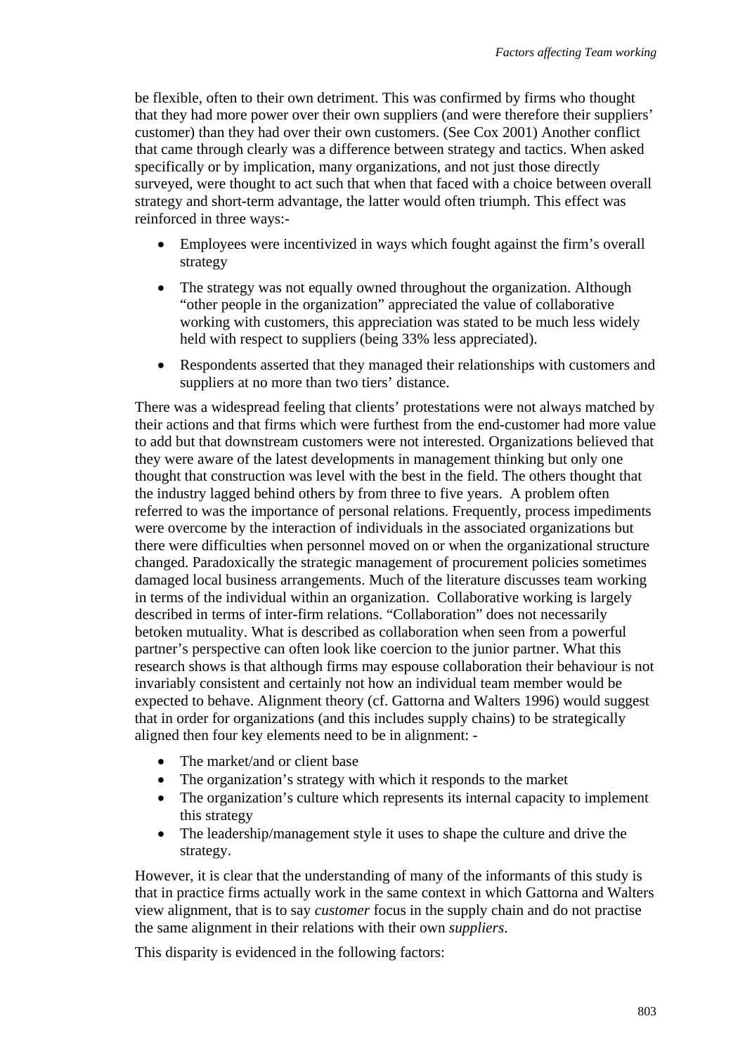be flexible, often to their own detriment. This was confirmed by firms who thought that they had more power over their own suppliers (and were therefore their suppliers' customer) than they had over their own customers. (See Cox 2001) Another conflict that came through clearly was a difference between strategy and tactics. When asked specifically or by implication, many organizations, and not just those directly surveyed, were thought to act such that when that faced with a choice between overall strategy and short-term advantage, the latter would often triumph. This effect was reinforced in three ways:-

- Employees were incentivized in ways which fought against the firm's overall strategy
- The strategy was not equally owned throughout the organization. Although "other people in the organization" appreciated the value of collaborative working with customers, this appreciation was stated to be much less widely held with respect to suppliers (being 33% less appreciated).
- Respondents asserted that they managed their relationships with customers and suppliers at no more than two tiers' distance.

There was a widespread feeling that clients' protestations were not always matched by their actions and that firms which were furthest from the end-customer had more value to add but that downstream customers were not interested. Organizations believed that they were aware of the latest developments in management thinking but only one thought that construction was level with the best in the field. The others thought that the industry lagged behind others by from three to five years. A problem often referred to was the importance of personal relations. Frequently, process impediments were overcome by the interaction of individuals in the associated organizations but there were difficulties when personnel moved on or when the organizational structure changed. Paradoxically the strategic management of procurement policies sometimes damaged local business arrangements. Much of the literature discusses team working in terms of the individual within an organization. Collaborative working is largely described in terms of inter-firm relations. "Collaboration" does not necessarily betoken mutuality. What is described as collaboration when seen from a powerful partner's perspective can often look like coercion to the junior partner. What this research shows is that although firms may espouse collaboration their behaviour is not invariably consistent and certainly not how an individual team member would be expected to behave. Alignment theory (cf. Gattorna and Walters 1996) would suggest that in order for organizations (and this includes supply chains) to be strategically aligned then four key elements need to be in alignment: -

- The market/and or client base
- The organization's strategy with which it responds to the market
- The organization's culture which represents its internal capacity to implement this strategy
- The leadership/management style it uses to shape the culture and drive the strategy.

However, it is clear that the understanding of many of the informants of this study is that in practice firms actually work in the same context in which Gattorna and Walters view alignment, that is to say *customer* focus in the supply chain and do not practise the same alignment in their relations with their own *suppliers*.

This disparity is evidenced in the following factors: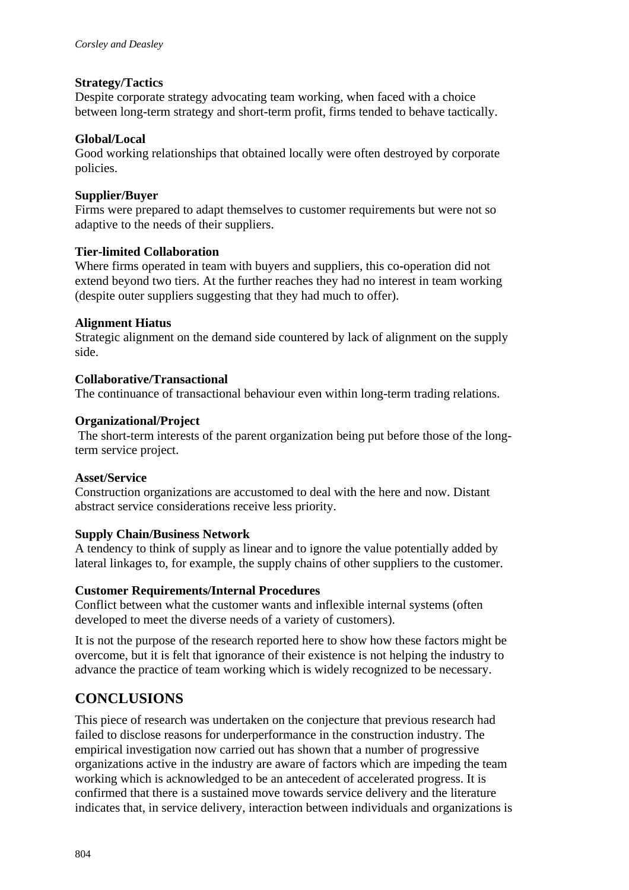**Strategy/Tactics**
Despite corporate strategy advocating team working, when faced with a choice between long-term strategy and short-term profit, firms tended to behave tactically.

**Global/Local**
Good working relationships that obtained locally were often destroyed by corporate policies.

**Supplier/Buyer**
Firms were prepared to adapt themselves to customer requirements but were not so adaptive to the needs of their suppliers.

**Tier-limited Collaboration**
Where firms operated in team with buyers and suppliers, this co-operation did not extend beyond two tiers. At the further reaches they had no interest in team working (despite outer suppliers suggesting that they had much to offer).

**Alignment Hiatus**
Strategic alignment on the demand side countered by lack of alignment on the supply side.

**Collaborative/Transactional**
The continuance of transactional behaviour even within long-term trading relations.

**Organizational/Project**
The short-term interests of the parent organization being put before those of the long-term service project.

**Asset/Service**
Construction organizations are accustomed to deal with the here and now. Distant abstract service considerations receive less priority.

**Supply Chain/Business Network**
A tendency to think of supply as linear and to ignore the value potentially added by lateral linkages to, for example, the supply chains of other suppliers to the customer.

**Customer Requirements/Internal Procedures**
Conflict between what the customer wants and inflexible internal systems (often developed to meet the diverse needs of a variety of customers).

It is not the purpose of the research reported here to show how these factors might be overcome, but it is felt that ignorance of their existence is not helping the industry to advance the practice of team working which is widely recognized to be necessary.

## CONCLUSIONS

This piece of research was undertaken on the conjecture that previous research had failed to disclose reasons for underperformance in the construction industry. The empirical investigation now carried out has shown that a number of progressive organizations active in the industry are aware of factors which are impeding the team working which is acknowledged to be an antecedent of accelerated progress. It is confirmed that there is a sustained move towards service delivery and the literature indicates that, in service delivery, interaction between individuals and organizations is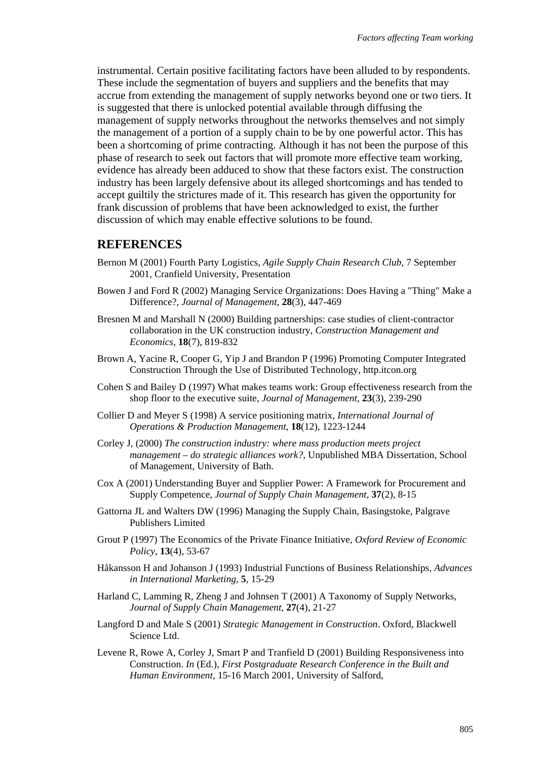instrumental. Certain positive facilitating factors have been alluded to by respondents. These include the segmentation of buyers and suppliers and the benefits that may accrue from extending the management of supply networks beyond one or two tiers. It is suggested that there is unlocked potential available through diffusing the management of supply networks throughout the networks themselves and not simply the management of a portion of a supply chain to be by one powerful actor. This has been a shortcoming of prime contracting. Although it has not been the purpose of this phase of research to seek out factors that will promote more effective team working, evidence has already been adduced to show that these factors exist. The construction industry has been largely defensive about its alleged shortcomings and has tended to accept guiltily the strictures made of it. This research has given the opportunity for frank discussion of problems that have been acknowledged to exist, the further discussion of which may enable effective solutions to be found.

## REFERENCES

Bernon M (2001) Fourth Party Logistics, *Agile Supply Chain Research Club*, 7 September 2001, Cranfield University, Presentation

Bowen J and Ford R (2002) Managing Service Organizations: Does Having a "Thing" Make a Difference?, *Journal of Management*, **28**(3), 447-469

Bresnen M and Marshall N (2000) Building partnerships: case studies of client-contractor collaboration in the UK construction industry, *Construction Management and Economics*, **18**(7), 819-832

Brown A, Yacine R, Cooper G, Yip J and Brandon P (1996) Promoting Computer Integrated Construction Through the Use of Distributed Technology, http.itcon.org

Cohen S and Bailey D (1997) What makes teams work: Group effectiveness research from the shop floor to the executive suite, *Journal of Management*, **23**(3), 239-290

Collier D and Meyer S (1998) A service positioning matrix, *International Journal of Operations & Production Management*, **18**(12), 1223-1244

Corley J, (2000) *The construction industry: where mass production meets project management – do strategic alliances work?*, Unpublished MBA Dissertation, School of Management, University of Bath.

Cox A (2001) Understanding Buyer and Supplier Power: A Framework for Procurement and Supply Competence, *Journal of Supply Chain Management*, **37**(2), 8-15

Gattorna JL and Walters DW (1996) Managing the Supply Chain, Basingstoke, Palgrave Publishers Limited

Grout P (1997) The Economics of the Private Finance Initiative, *Oxford Review of Economic Policy*, **13**(4), 53-67

Håkansson H and Johanson J (1993) Industrial Functions of Business Relationships, *Advances in International Marketing*, **5**, 15-29

Harland C, Lamming R, Zheng J and Johnsen T (2001) A Taxonomy of Supply Networks, *Journal of Supply Chain Management*, **27**(4), 21-27

Langford D and Male S (2001) *Strategic Management in Construction*. Oxford, Blackwell Science Ltd.

Levene R, Rowe A, Corley J, Smart P and Tranfield D (2001) Building Responsiveness into Construction. *In* (Ed.), *First Postgraduate Research Conference in the Built and Human Environment,* 15-16 March 2001, University of Salford,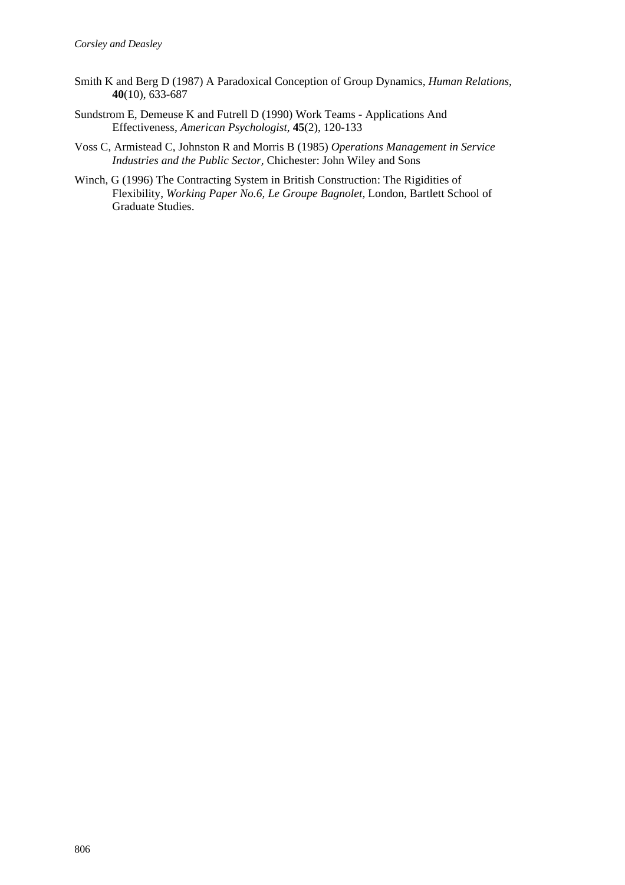Smith K and Berg D (1987) A Paradoxical Conception of Group Dynamics, *Human Relations*, **40**(10), 633-687

Sundstrom E, Demeuse K and Futrell D (1990) Work Teams - Applications And Effectiveness, *American Psychologist*, **45**(2), 120-133

Voss C, Armistead C, Johnston R and Morris B (1985) *Operations Management in Service Industries and the Public Sector*, Chichester: John Wiley and Sons

Winch, G (1996) The Contracting System in British Construction: The Rigidities of Flexibility, *Working Paper No.6, Le Groupe Bagnolet*, London, Bartlett School of Graduate Studies.